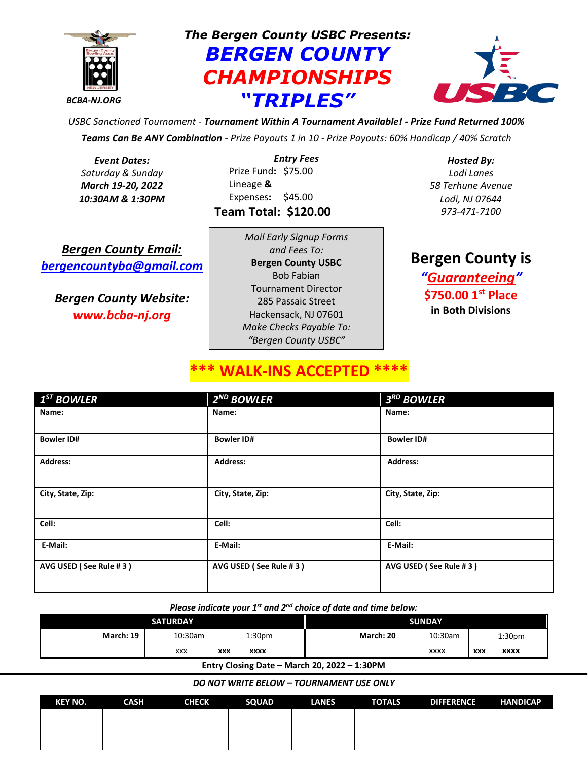BCBA-NJ.ORG

*The Bergen County USBC Presents:*

# BERGEN COUNTY CHAMPIONSHIPS "TRIPLES"

*USBC Sanctioned Tournament - **Tournament Within A Tournament Available! - Prize Fund Returned 100%***

***Teams Can Be ANY Combination** - Prize Payouts 1 in 10 - Prize Payouts: 60% Handicap / 40% Scratch*

***Event Dates:***
*Saturday & Sunday*
***March 19-20, 2022***
***10:30AM & 1:30PM***

***Entry Fees***
Prize Fund**:** $75.00
Lineage **&**
Expenses**:** $45.00
**Team Total: $120.00**

***Hosted By:***
*Lodi Lanes*
*58 Terhune Avenue*
*Lodi, NJ 07644*
*973-471-7100*

***Bergen County Email:***
***bergencountyba@gmail.com***

***Bergen County Website:***
***www.bcba-nj.org***

*Mail Early Signup Forms and Fees To:*
**Bergen County USBC**
Bob Fabian
Tournament Director
285 Passaic Street
Hackensack, NJ 07601
*Make Checks Payable To:*
*"Bergen County USBC"*

**Bergen County is**
***"Guaranteeing"***
**$750.00 1st Place**
**in Both Divisions**

## *** WALK-INS ACCEPTED ****

| 1ST BOWLER | 2ND BOWLER | 3RD BOWLER |
|---|---|---|
| Name: | Name: | Name: |
| Bowler ID# | Bowler ID# | Bowler ID# |
| Address: | Address: | Address: |
| City, State, Zip: | City, State, Zip: | City, State, Zip: |
| Cell: | Cell: | Cell: |
| E-Mail: | E-Mail: | E-Mail: |
| AVG USED ( See Rule # 3 ) | AVG USED ( See Rule # 3 ) | AVG USED ( See Rule # 3 ) |

*Please indicate your 1st and 2nd choice of date and time below:*

| SATURDAY | | | | | SUNDAY | | | | |
|---|---|---|---|---|---|---|---|---|---|
| March: 19 | | 10:30am | | 1:30pm | March: 20 | | 10:30am | | 1:30pm |
| | | xxx | xxx | xxxx | | | xxxx | xxx | xxxx |

**Entry Closing Date – March 20, 2022 – 1:30PM**

***DO NOT WRITE BELOW – TOURNAMENT USE ONLY***

| KEY NO. | CASH | CHECK | SQUAD | LANES | TOTALS | DIFFERENCE | HANDICAP |
|---|---|---|---|---|---|---|---|
| | | | | | | | |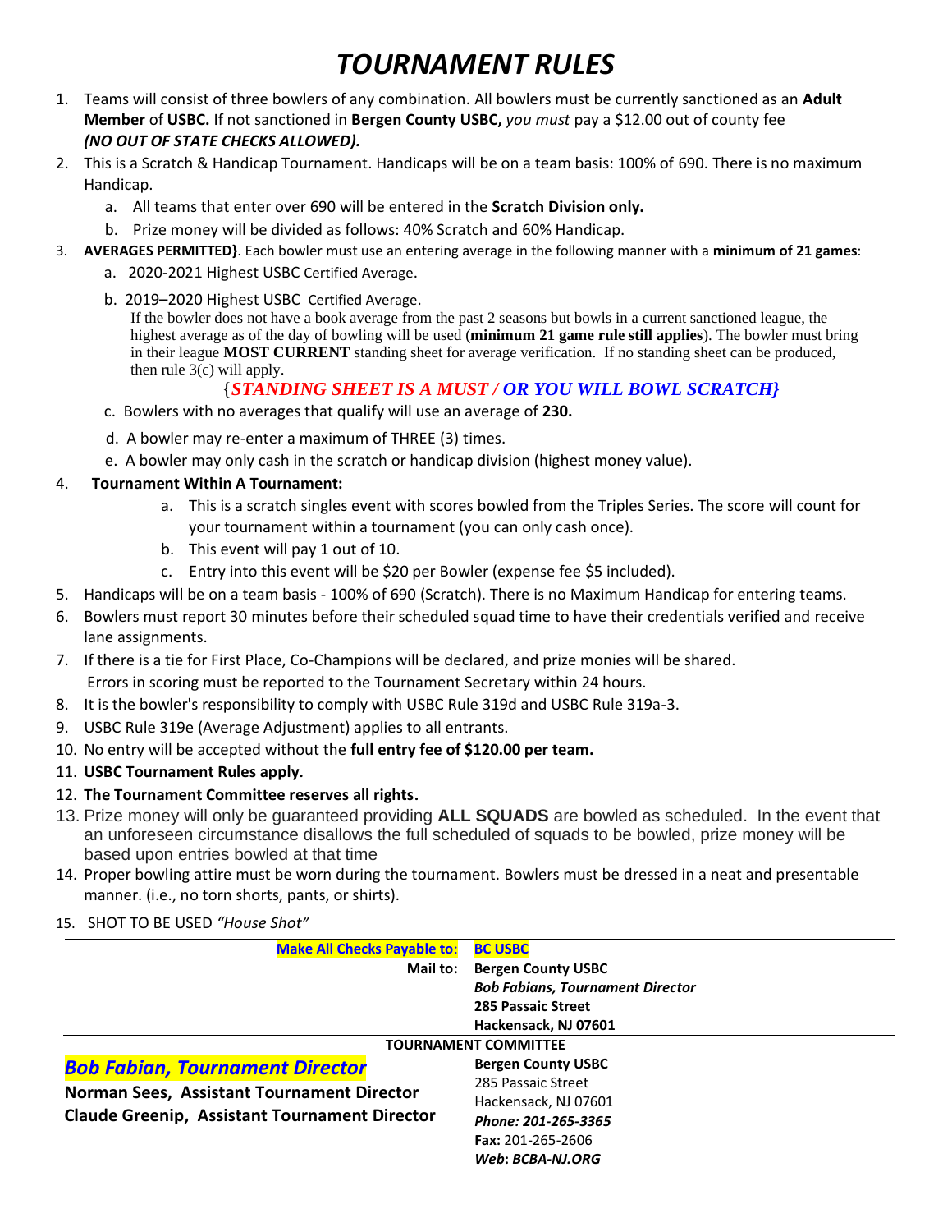# *TOURNAMENT RULES*

1. Teams will consist of three bowlers of any combination. All bowlers must be currently sanctioned as an **Adult Member** of **USBC.** If not sanctioned in **Bergen County USBC,** *you must* pay a $12.00 out of county fee ***(NO OUT OF STATE CHECKS ALLOWED).***
2. This is a Scratch & Handicap Tournament. Handicaps will be on a team basis: 100% of 690. There is no maximum Handicap.
   a. All teams that enter over 690 will be entered in the **Scratch Division only.**
   b. Prize money will be divided as follows: 40% Scratch and 60% Handicap.
3. **AVERAGES PERMITTED}**. Each bowler must use an entering average in the following manner with a **minimum of 21 games**:
   a. 2020-2021 Highest USBC Certified Average.
   b. 2019–2020 Highest USBC Certified Average.
      If the bowler does not have a book average from the past 2 seasons but bowls in a current sanctioned league, the highest average as of the day of bowling will be used (**minimum 21 game rule still applies**). The bowler must bring in their league **MOST CURRENT** standing sheet for average verification. If no standing sheet can be produced, then rule 3(c) will apply.

      {***STANDING SHEET IS A MUST / OR YOU WILL BOWL SCRATCH}***

   c. Bowlers with no averages that qualify will use an average of **230.**
   d. A bowler may re-enter a maximum of THREE (3) times.
   e. A bowler may only cash in the scratch or handicap division (highest money value).
4. **Tournament Within A Tournament:**
   a. This is a scratch singles event with scores bowled from the Triples Series. The score will count for your tournament within a tournament (you can only cash once).
   b. This event will pay 1 out of 10.
   c. Entry into this event will be $20 per Bowler (expense fee $5 included).
5. Handicaps will be on a team basis - 100% of 690 (Scratch). There is no Maximum Handicap for entering teams.
6. Bowlers must report 30 minutes before their scheduled squad time to have their credentials verified and receive lane assignments.
7. If there is a tie for First Place, Co-Champions will be declared, and prize monies will be shared. Errors in scoring must be reported to the Tournament Secretary within 24 hours.
8. It is the bowler's responsibility to comply with USBC Rule 319d and USBC Rule 319a-3.
9. USBC Rule 319e (Average Adjustment) applies to all entrants.
10. No entry will be accepted without the **full entry fee of $120.00 per team.**
11. **USBC Tournament Rules apply.**
12. **The Tournament Committee reserves all rights.**
13. Prize money will only be guaranteed providing **ALL SQUADS** are bowled as scheduled. In the event that an unforeseen circumstance disallows the full scheduled of squads to be bowled, prize money will be based upon entries bowled at that time
14. Proper bowling attire must be worn during the tournament. Bowlers must be dressed in a neat and presentable manner. (i.e., no torn shorts, pants, or shirts).
15. SHOT TO BE USED *"House Shot"*

---

**Make All Checks Payable to:** **BC USBC**

**Mail to:** **Bergen County USBC**
***Bob Fabians, Tournament Director***
**285 Passaic Street**
**Hackensack, NJ 07601**

---

**TOURNAMENT COMMITTEE**

***Bob Fabian, Tournament Director***
**Norman Sees, Assistant Tournament Director**
**Claude Greenip, Assistant Tournament Director**

**Bergen County USBC**
285 Passaic Street
Hackensack, NJ 07601
***Phone: 201-265-3365***
**Fax:** 201-265-2606
***Web: BCBA-NJ.ORG***